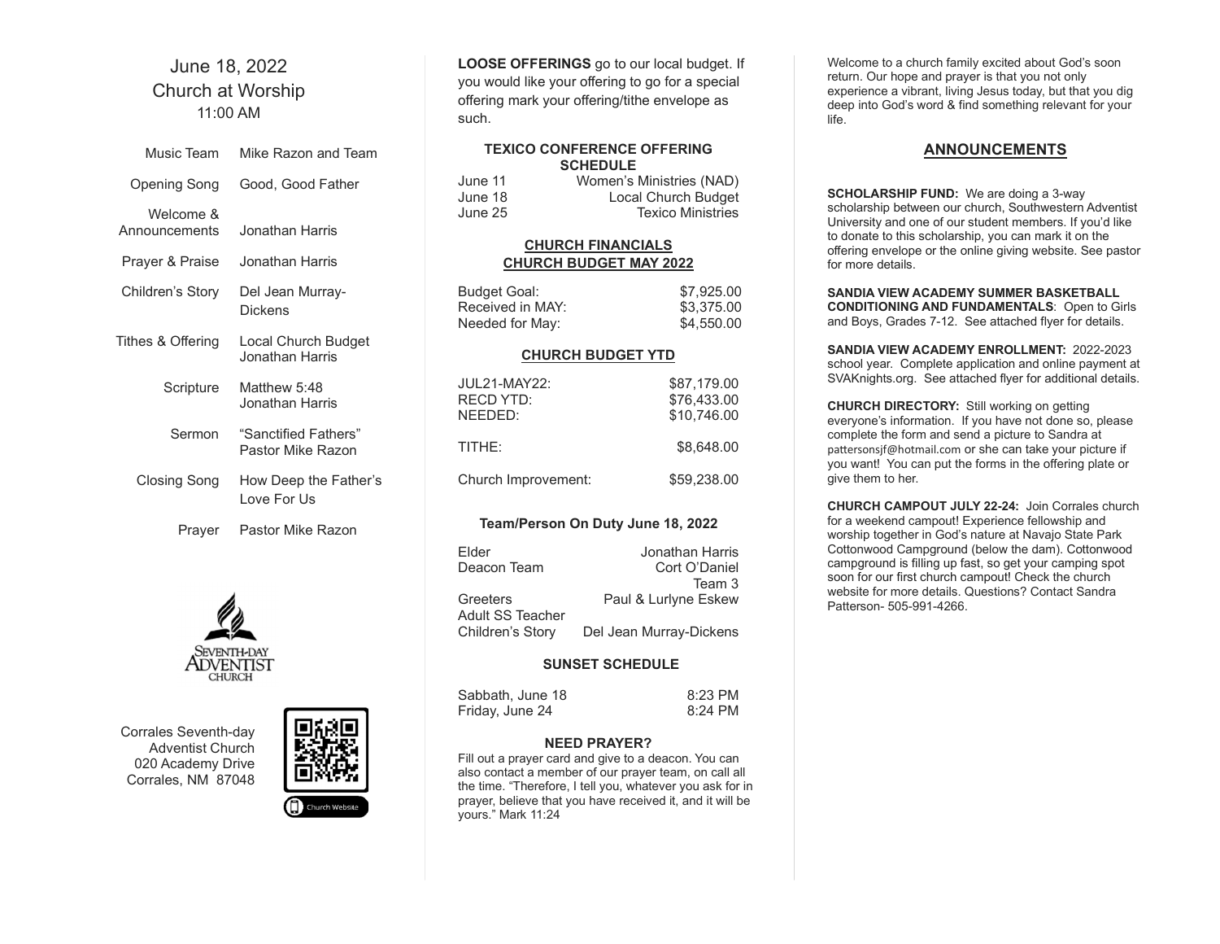# June 18, 2022
## Church at Worship
11:00 AM

| | |
|---|---|
| Music Team | Mike Razon and Team |
| Opening Song | Good, Good Father |
| Welcome & Announcements | Jonathan Harris |
| Prayer & Praise | Jonathan Harris |
| Children's Story | Del Jean Murray-Dickens |
| Tithes & Offering | Local Church Budget Jonathan Harris |
| Scripture | Matthew 5:48 Jonathan Harris |
| Sermon | "Sanctified Fathers" Pastor Mike Razon |
| Closing Song | How Deep the Father's Love For Us |
| Prayer | Pastor Mike Razon |

Seventh-day Adventist Church

Corrales Seventh-day Adventist Church
020 Academy Drive
Corrales, NM 87048

Church Website

**LOOSE OFFERINGS** go to our local budget. If you would like your offering to go for a special offering mark your offering/tithe envelope as such.

**TEXICO CONFERENCE OFFERING SCHEDULE**

| | |
|---|---|
| June 11 | Women's Ministries (NAD) |
| June 18 | Local Church Budget |
| June 25 | Texico Ministries |

**CHURCH FINANCIALS**
**CHURCH BUDGET MAY 2022**

| | |
|---|---|
| Budget Goal: | $7,925.00 |
| Received in MAY: | $3,375.00 |
| Needed for May: | $4,550.00 |

**CHURCH BUDGET YTD**

| | |
|---|---|
| JUL21-MAY22: | $87,179.00 |
| RECD YTD: | $76,433.00 |
| NEEDED: | $10,746.00 |
| TITHE: | $8,648.00 |
| Church Improvement: | $59,238.00 |

**Team/Person On Duty June 18, 2022**

| | |
|---|---|
| Elder | Jonathan Harris |
| Deacon Team | Cort O'Daniel Team 3 |
| Greeters | Paul & Lurlyne Eskew |
| Adult SS Teacher | |
| Children's Story | Del Jean Murray-Dickens |

**SUNSET SCHEDULE**

| | |
|---|---|
| Sabbath, June 18 | 8:23 PM |
| Friday, June 24 | 8:24 PM |

**NEED PRAYER?**
Fill out a prayer card and give to a deacon. You can also contact a member of our prayer team, on call all the time. "Therefore, I tell you, whatever you ask for in prayer, believe that you have received it, and it will be yours." Mark 11:24

Welcome to a church family excited about God's soon return. Our hope and prayer is that you not only experience a vibrant, living Jesus today, but that you dig deep into God's word & find something relevant for your life.

## ANNOUNCEMENTS

**SCHOLARSHIP FUND:** We are doing a 3-way scholarship between our church, Southwestern Adventist University and one of our student members. If you'd like to donate to this scholarship, you can mark it on the offering envelope or the online giving website. See pastor for more details.

**SANDIA VIEW ACADEMY SUMMER BASKETBALL CONDITIONING AND FUNDAMENTALS**: Open to Girls and Boys, Grades 7-12. See attached flyer for details.

**SANDIA VIEW ACADEMY ENROLLMENT:** 2022-2023 school year. Complete application and online payment at SVAKnights.org. See attached flyer for additional details.

**CHURCH DIRECTORY:** Still working on getting everyone's information. If you have not done so, please complete the form and send a picture to Sandra at pattersonsjf@hotmail.com or she can take your picture if you want! You can put the forms in the offering plate or give them to her.

**CHURCH CAMPOUT JULY 22-24:** Join Corrales church for a weekend campout! Experience fellowship and worship together in God's nature at Navajo State Park Cottonwood Campground (below the dam). Cottonwood campground is filling up fast, so get your camping spot soon for our first church campout! Check the church website for more details. Questions? Contact Sandra Patterson- 505-991-4266.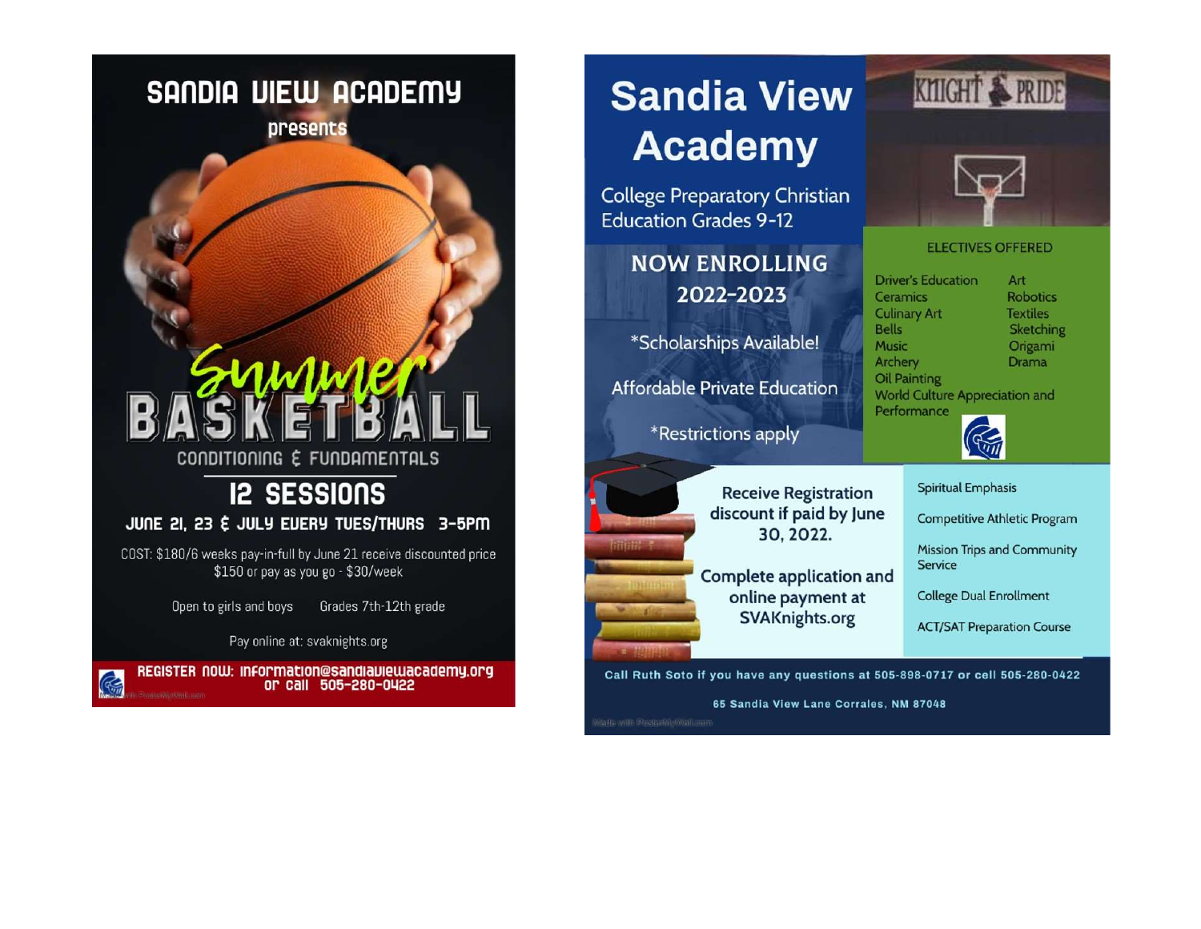# SANDIA VIEW ACADEMY

presents

## Summer BASKETBALL

CONDITIONING & FUNDAMENTALS

### 12 SESSIONS

JUNE 21, 23 & JULY EVERY TUES/THURS 3-5PM

COST: $180/6 weeks pay-in-full by June 21 receive discounted price $150 or pay as you go - $30/week

Open to girls and boys    Grades 7th-12th grade

Pay online at: svaknights.org

**REGISTER NOW: information@sandiaviewacademy.org or call 505-280-0422**

# Sandia View Academy

College Preparatory Christian Education Grades 9-12

KNIGHT PRIDE

## NOW ENROLLING 2022-2023

*Scholarships Available!

Affordable Private Education

*Restrictions apply

### ELECTIVES OFFERED

- Driver's Education
- Ceramics
- Culinary Art
- Bells
- Music
- Archery
- Oil Painting
- World Culture Appreciation and Performance
- Art
- Robotics
- Textiles
- Sketching
- Origami
- Drama

**Receive Registration discount if paid by June 30, 2022.**

**Complete application and online payment at SVAKnights.org**

- Spiritual Emphasis
- Competitive Athletic Program
- Mission Trips and Community Service
- College Dual Enrollment
- ACT/SAT Preparation Course

**Call Ruth Soto if you have any questions at 505-898-0717 or cell 505-280-0422**

**65 Sandia View Lane Corrales, NM 87048**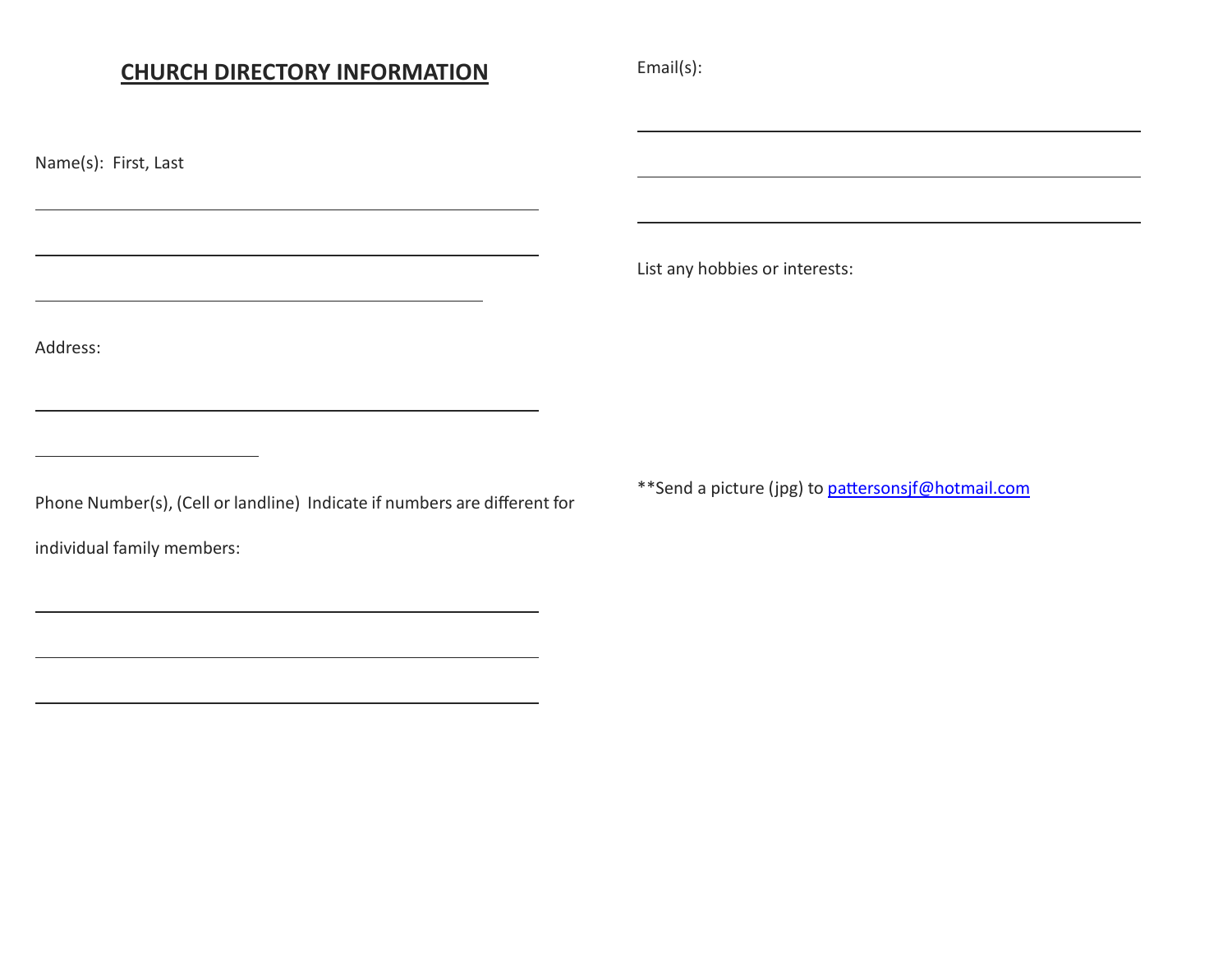## **CHURCH DIRECTORY INFORMATION**

Name(s): First, Last

\_\_\_\_\_\_\_\_\_\_\_\_\_\_\_\_\_\_\_\_\_\_\_\_\_\_\_\_\_\_\_\_\_\_\_\_\_\_\_\_\_\_

\_\_\_\_\_\_\_\_\_\_\_\_\_\_\_\_\_\_\_\_\_\_\_\_\_\_\_\_\_\_\_\_\_\_\_\_\_\_\_\_\_\_

\_\_\_\_\_\_\_\_\_\_\_\_\_\_\_\_\_\_\_\_\_\_\_\_\_\_\_\_\_\_\_\_\_\_\_\_\_\_

Address:

\_\_\_\_\_\_\_\_\_\_\_\_\_\_\_\_\_\_\_\_\_\_\_\_\_\_\_\_\_\_\_\_\_\_\_\_\_\_\_\_\_\_

\_\_\_\_\_\_\_\_\_\_\_\_\_\_\_\_\_\_\_

Phone Number(s), (Cell or landline) Indicate if numbers are different for individual family members:

\_\_\_\_\_\_\_\_\_\_\_\_\_\_\_\_\_\_\_\_\_\_\_\_\_\_\_\_\_\_\_\_\_\_\_\_\_\_\_\_\_\_

\_\_\_\_\_\_\_\_\_\_\_\_\_\_\_\_\_\_\_\_\_\_\_\_\_\_\_\_\_\_\_\_\_\_\_\_\_\_\_\_\_\_

\_\_\_\_\_\_\_\_\_\_\_\_\_\_\_\_\_\_\_\_\_\_\_\_\_\_\_\_\_\_\_\_\_\_\_\_\_\_\_\_\_\_

Email(s):

\_\_\_\_\_\_\_\_\_\_\_\_\_\_\_\_\_\_\_\_\_\_\_\_\_\_\_\_\_\_\_\_\_\_\_\_\_\_\_\_\_\_

\_\_\_\_\_\_\_\_\_\_\_\_\_\_\_\_\_\_\_\_\_\_\_\_\_\_\_\_\_\_\_\_\_\_\_\_\_\_\_\_\_\_

\_\_\_\_\_\_\_\_\_\_\_\_\_\_\_\_\_\_\_\_\_\_\_\_\_\_\_\_\_\_\_\_\_\_\_\_\_\_\_\_\_\_

List any hobbies or interests:

**Send a picture (jpg) to pattersonsjf@hotmail.com